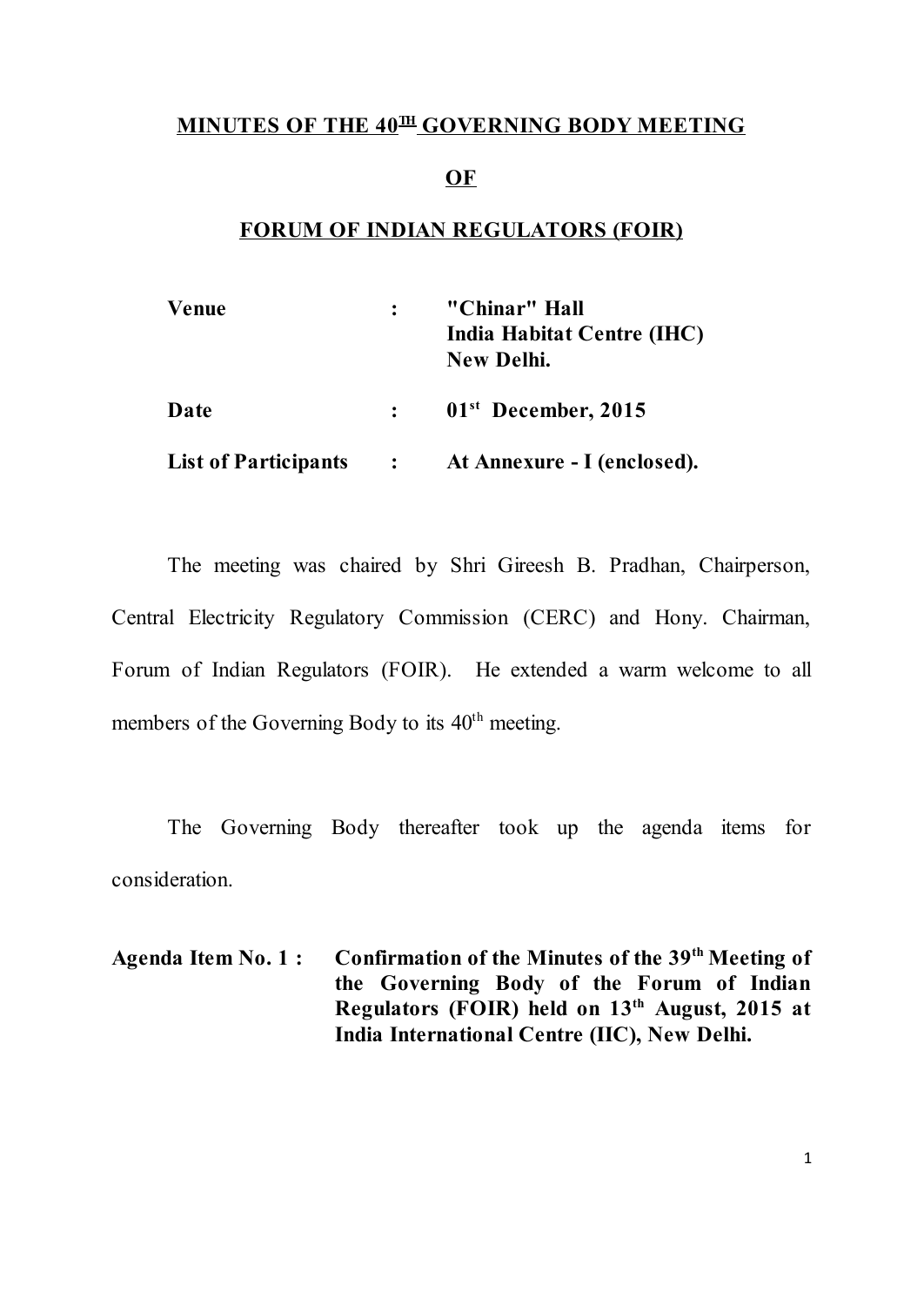# MINUTES OF THE 40TH GOVERNING BODY MEETING

# OF

# FORUM OF INDIAN REGULATORS (FOIR)

| | | |
|---|---|---|
| **Venue** | **:** | **"Chinar" Hall**<br>**India Habitat Centre (IHC)**<br>**New Delhi.** |
| **Date** | **:** | **01st December, 2015** |
| **List of Participants** | **:** | **At Annexure - I (enclosed).** |

The meeting was chaired by Shri Gireesh B. Pradhan, Chairperson, Central Electricity Regulatory Commission (CERC) and Hony. Chairman, Forum of Indian Regulators (FOIR). He extended a warm welcome to all members of the Governing Body to its 40th meeting.

The Governing Body thereafter took up the agenda items for consideration.

**Agenda Item No. 1 : Confirmation of the Minutes of the 39th Meeting of the Governing Body of the Forum of Indian Regulators (FOIR) held on 13th August, 2015 at India International Centre (IIC), New Delhi.**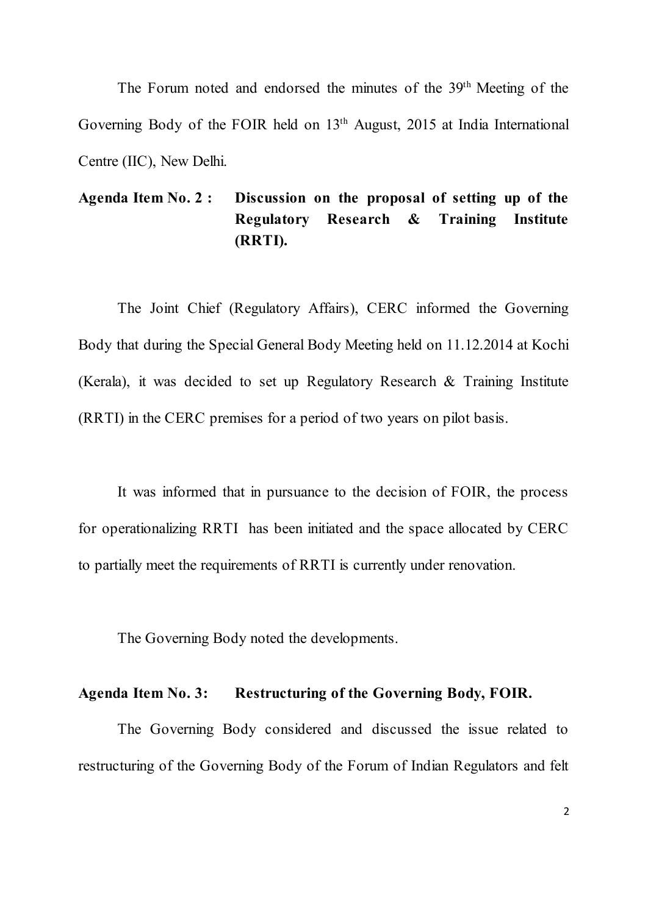The Forum noted and endorsed the minutes of the 39th Meeting of the Governing Body of the FOIR held on 13th August, 2015 at India International Centre (IIC), New Delhi.

**Agenda Item No. 2 : Discussion on the proposal of setting up of the Regulatory Research & Training Institute (RRTI).**

The Joint Chief (Regulatory Affairs), CERC informed the Governing Body that during the Special General Body Meeting held on 11.12.2014 at Kochi (Kerala), it was decided to set up Regulatory Research & Training Institute (RRTI) in the CERC premises for a period of two years on pilot basis.

It was informed that in pursuance to the decision of FOIR, the process for operationalizing RRTI has been initiated and the space allocated by CERC to partially meet the requirements of RRTI is currently under renovation.

The Governing Body noted the developments.

**Agenda Item No. 3: Restructuring of the Governing Body, FOIR.**

The Governing Body considered and discussed the issue related to restructuring of the Governing Body of the Forum of Indian Regulators and felt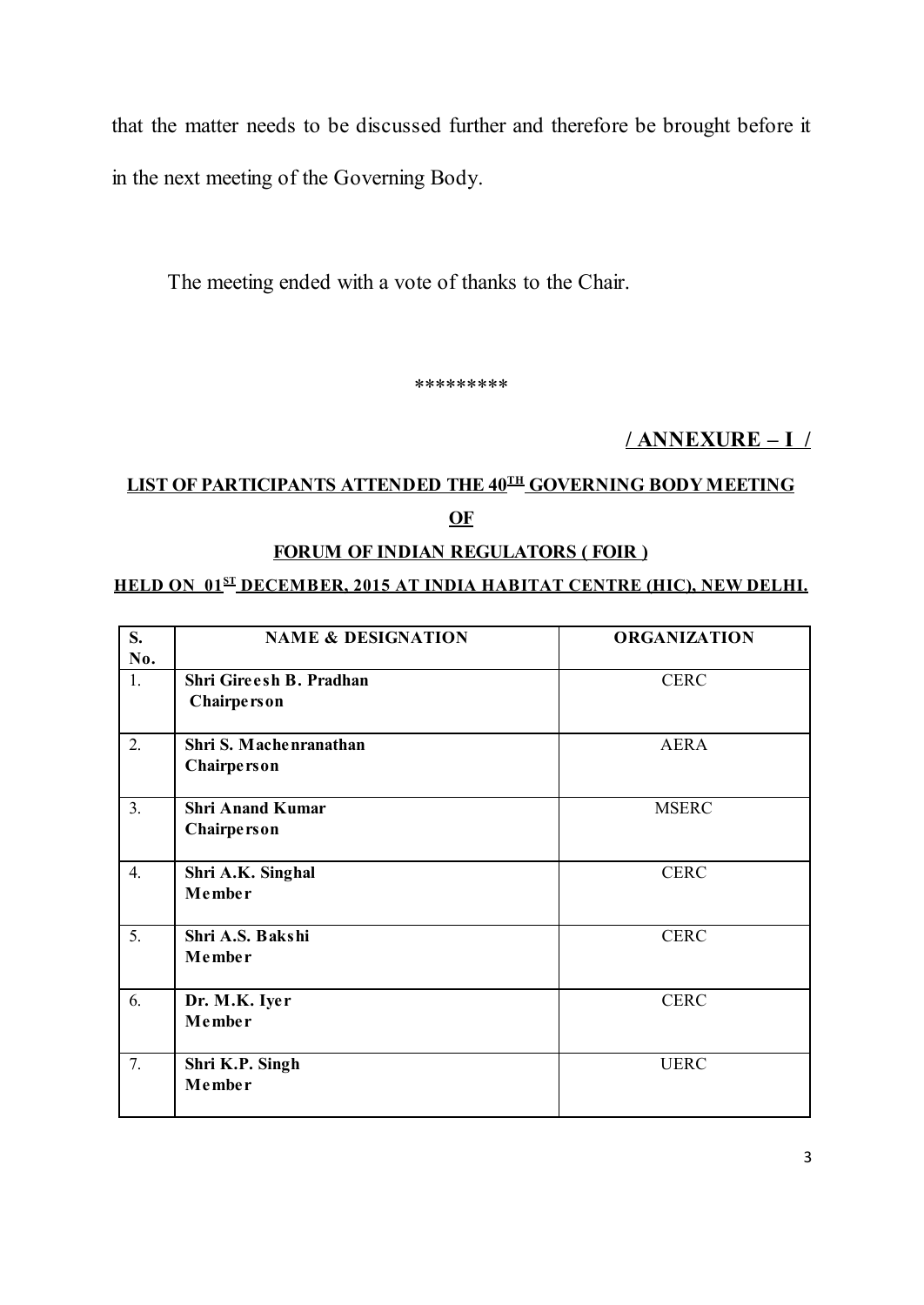that the matter needs to be discussed further and therefore be brought before it in the next meeting of the Governing Body.

The meeting ended with a vote of thanks to the Chair.

*********

**/ ANNEXURE – I /**

**LIST OF PARTICIPANTS ATTENDED THE 40TH GOVERNING BODY MEETING**

**OF**

**FORUM OF INDIAN REGULATORS ( FOIR )**

**HELD ON 01ST DECEMBER, 2015 AT INDIA HABITAT CENTRE (HIC), NEW DELHI.**

| S. No. | NAME & DESIGNATION | ORGANIZATION |
|---|---|---|
| 1. | **Shri Gireesh B. Pradhan**<br>**Chairperson** | CERC |
| 2. | **Shri S. Machenranathan**<br>**Chairperson** | AERA |
| 3. | **Shri Anand Kumar**<br>**Chairperson** | MSERC |
| 4. | **Shri A.K. Singhal**<br>**Member** | CERC |
| 5. | **Shri A.S. Bakshi**<br>**Member** | CERC |
| 6. | **Dr. M.K. Iyer**<br>**Member** | CERC |
| 7. | **Shri K.P. Singh**<br>**Member** | UERC |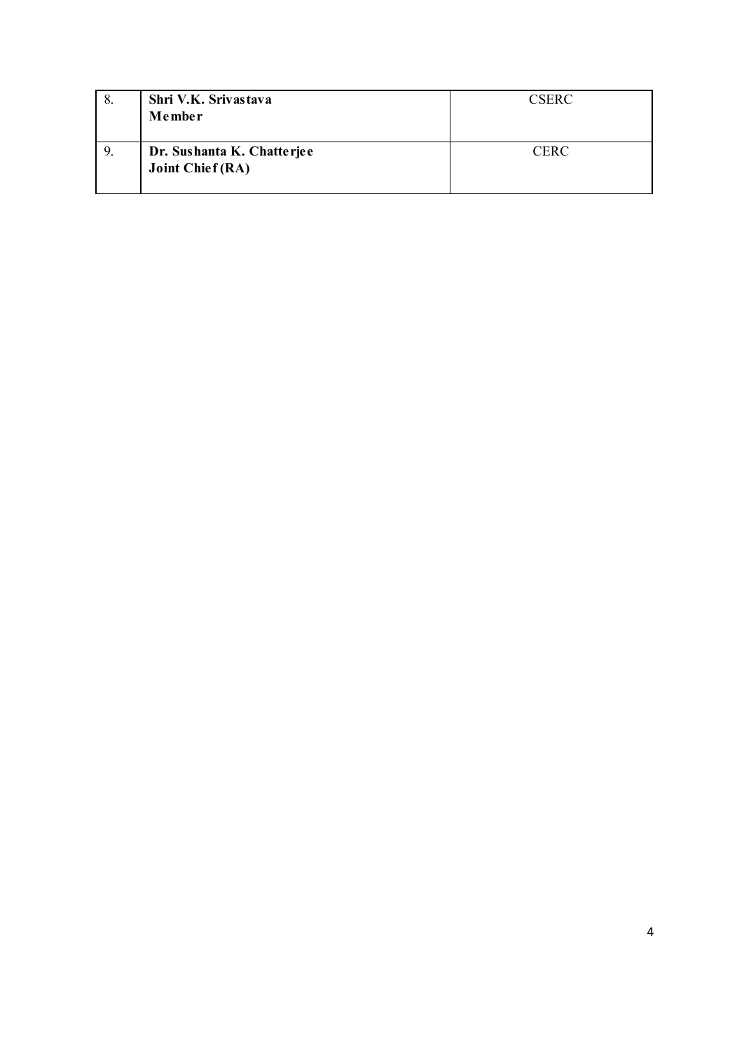| | | |
|---|---|---|
| 8. | **Shri V.K. Srivastava**<br>**Member** | CSERC |
| 9. | **Dr. Sushanta K. Chatterjee**<br>**Joint Chief (RA)** | CERC |